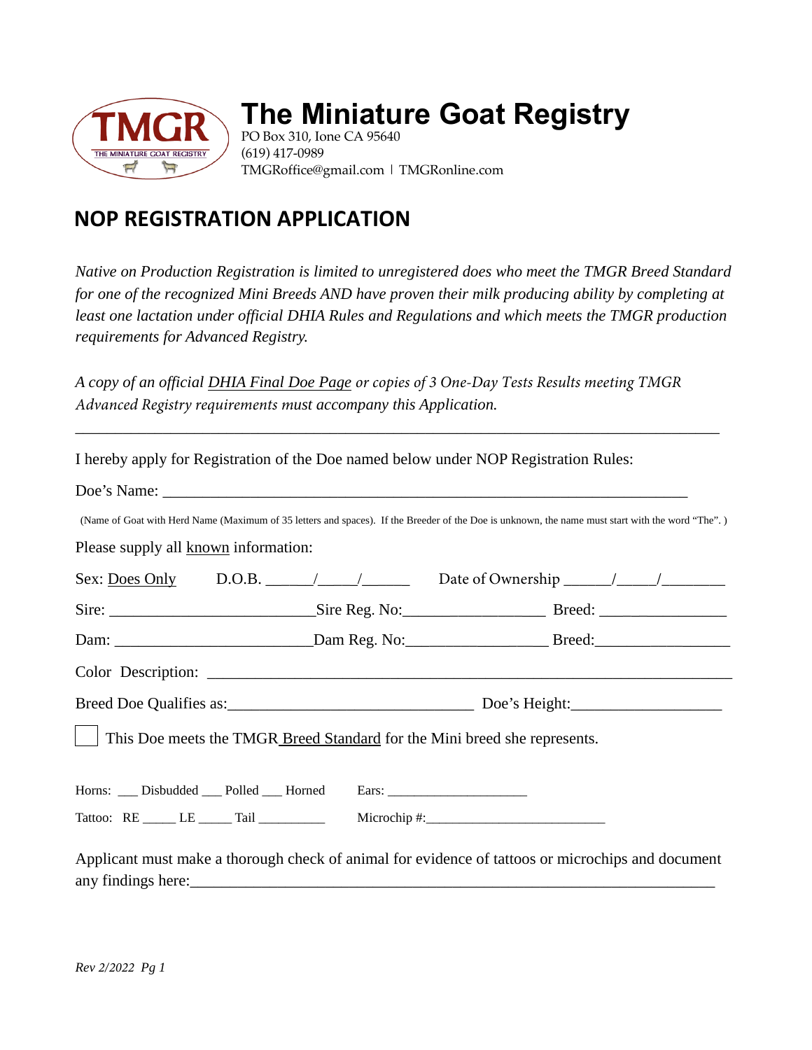# The Miniature Goat Registry

PO Box 310, Ione CA 95640
(619) 417-0989
TMGRoffice@gmail.com | TMGRonline.com

## NOP REGISTRATION APPLICATION

*Native on Production Registration is limited to unregistered does who meet the TMGR Breed Standard for one of the recognized Mini Breeds AND have proven their milk producing ability by completing at least one lactation under official DHIA Rules and Regulations and which meets the TMGR production requirements for Advanced Registry.*

*A copy of an official DHIA Final Doe Page or copies of 3 One-Day Tests Results meeting TMGR Advanced Registry requirements must accompany this Application.*

---

I hereby apply for Registration of the Doe named below under NOP Registration Rules:

Doe's Name: ______________________________________________________________________

(Name of Goat with Herd Name (Maximum of 35 letters and spaces). If the Breeder of the Doe is unknown, the name must start with the word "The". )

Please supply all known information:

Sex: Does Only D.O.B. ______/_____/______ Date of Ownership ______/_____/________

Sire: __________________________ Sire Reg. No:__________________ Breed: ________________

Dam: __________________________ Dam Reg. No:__________________ Breed:_________________

Color Description: _____________________________________________________________________

Breed Doe Qualifies as:_______________________________ Doe's Height:___________________

☐ This Doe meets the TMGR Breed Standard for the Mini breed she represents.

Horns: ___ Disbudded ___ Polled ___ Horned Ears: _____________________

Tattoo: RE _____ LE _____ Tail __________ Microchip #:__________________________

Applicant must make a thorough check of animal for evidence of tattoos or microchips and document any findings here:_______________________________________________________________________

*Rev 2/2022 Pg 1*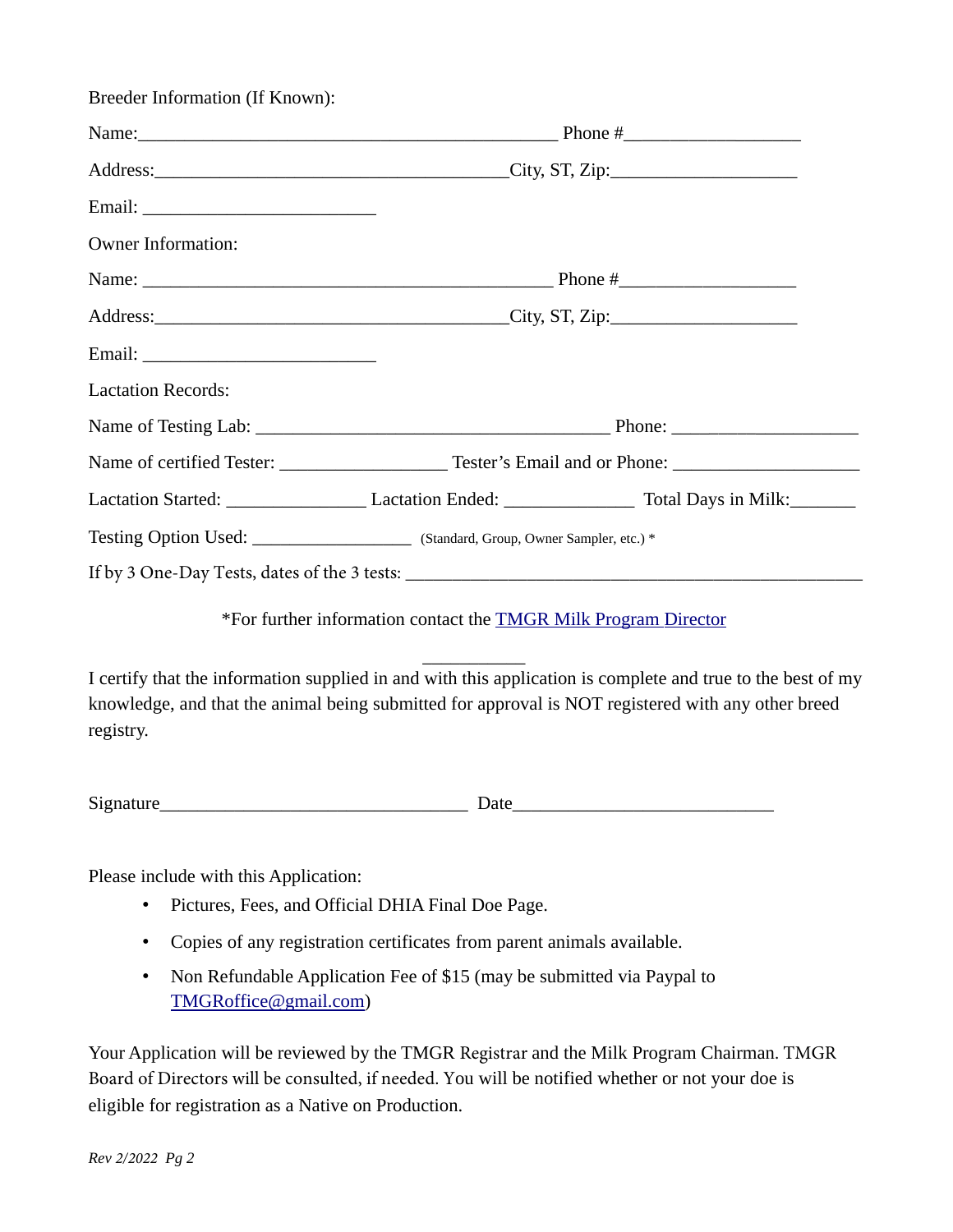Breeder Information (If Known):

Name:_______________________________________________ Phone #___________________

Address:_______________________________________City, ST, Zip:____________________

Email: _________________________

Owner Information:

Name: ____________________________________________ Phone #___________________

Address:_______________________________________City, ST, Zip:____________________

Email: _________________________

Lactation Records:

Name of Testing Lab: ______________________________________ Phone: ____________________

Name of certified Tester: _________________ Tester's Email and or Phone: ____________________

Lactation Started: _______________ Lactation Ended: ______________ Total Days in Milk:_______

Testing Option Used: _________________ (Standard, Group, Owner Sampler, etc.) *

If by 3 One-Day Tests, dates of the 3 tests: __________________________________________________

*For further information contact the [TMGR Milk Program Director]()

___________

I certify that the information supplied in and with this application is complete and true to the best of my knowledge, and that the animal being submitted for approval is NOT registered with any other breed registry.

Signature_________________________________ Date____________________________

Please include with this Application:

- Pictures, Fees, and Official DHIA Final Doe Page.
- Copies of any registration certificates from parent animals available.
- Non Refundable Application Fee of $15 (may be submitted via Paypal to [TMGRoffice@gmail.com](mailto:TMGRoffice@gmail.com))

Your Application will be reviewed by the TMGR Registrar and the Milk Program Chairman. TMGR Board of Directors will be consulted, if needed. You will be notified whether or not your doe is eligible for registration as a Native on Production.

*Rev 2/2022 Pg 2*